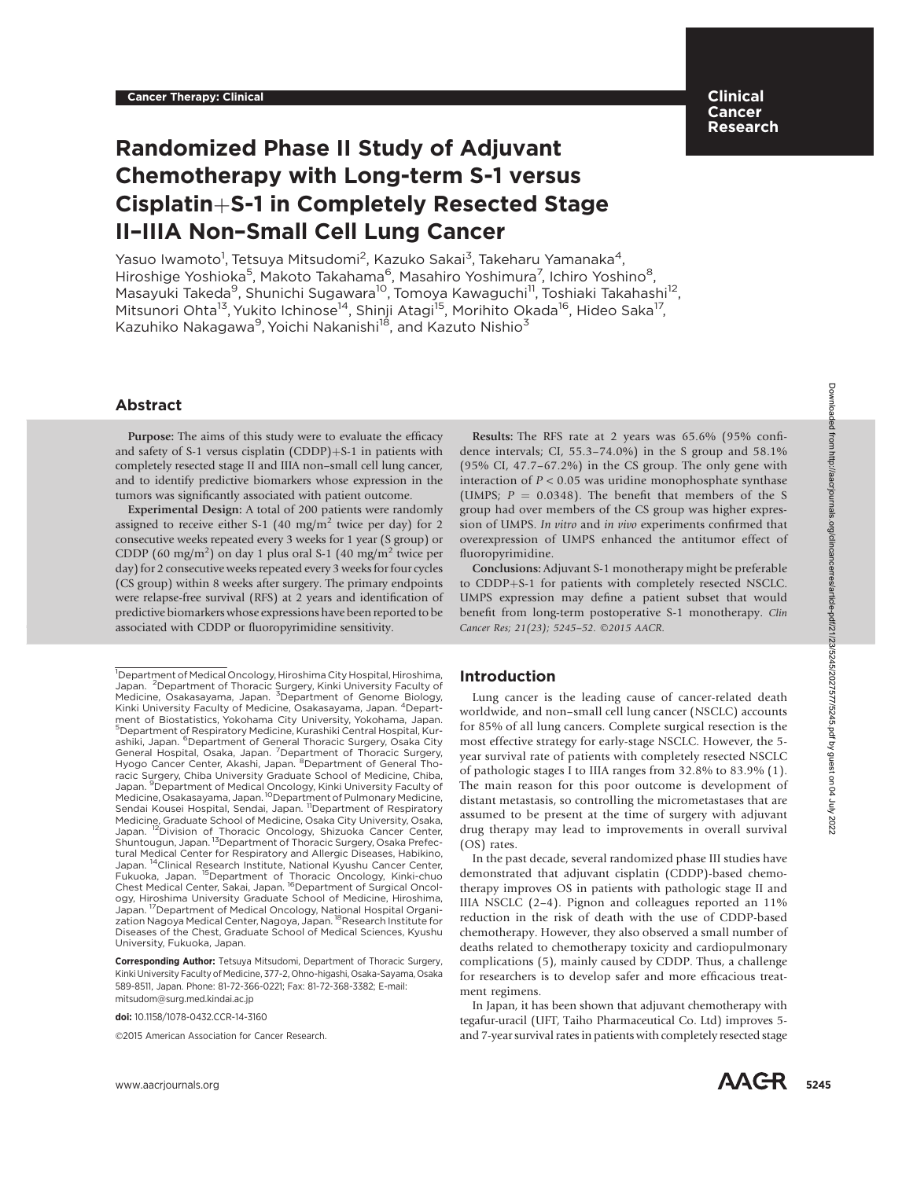Cancer Therapy: Clinical

# Randomized Phase II Study of Adjuvant Chemotherapy with Long-term S-1 versus Cisplatin+S-1 in Completely Resected Stage II–IIIA Non–Small Cell Lung Cancer

Yasuo Iwamoto[1], Tetsuya Mitsudomi[2], Kazuko Sakai[3], Takeharu Yamanaka[4], Hiroshige Yoshioka[5], Makoto Takahama[6], Masahiro Yoshimura[7], Ichiro Yoshino[8], Masayuki Takeda[9], Shunichi Sugawara[10], Tomoya Kawaguchi[11], Toshiaki Takahashi[12], Mitsunori Ohta[13], Yukito Ichinose[14], Shinji Atagi[15], Morihito Okada[16], Hideo Saka[17], Kazuhiko Nakagawa[9], Yoichi Nakanishi[18], and Kazuto Nishio[3]

## Abstract

**Purpose:** The aims of this study were to evaluate the efficacy and safety of S-1 versus cisplatin (CDDP)+S-1 in patients with completely resected stage II and IIIA non–small cell lung cancer, and to identify predictive biomarkers whose expression in the tumors was significantly associated with patient outcome.

**Experimental Design:** A total of 200 patients were randomly assigned to receive either S-1 (40 mg/m$^2$ twice per day) for 2 consecutive weeks repeated every 3 weeks for 1 year (S group) or CDDP (60 mg/m$^2$) on day 1 plus oral S-1 (40 mg/m$^2$ twice per day) for 2 consecutive weeks repeated every 3 weeks for four cycles (CS group) within 8 weeks after surgery. The primary endpoints were relapse-free survival (RFS) at 2 years and identification of predictive biomarkers whose expressions have been reported to be associated with CDDP or fluoropyrimidine sensitivity.

**Results:** The RFS rate at 2 years was 65.6% (95% confidence intervals; CI, 55.3–74.0%) in the S group and 58.1% (95% CI, 47.7–67.2%) in the CS group. The only gene with interaction of $P < 0.05$ was uridine monophosphate synthase (UMPS; $P = 0.0348$). The benefit that members of the S group had over members of the CS group was higher expression of UMPS. *In vitro* and *in vivo* experiments confirmed that overexpression of UMPS enhanced the antitumor effect of fluoropyrimidine.

**Conclusions:** Adjuvant S-1 monotherapy might be preferable to CDDP+S-1 for patients with completely resected NSCLC. UMPS expression may define a patient subset that would benefit from long-term postoperative S-1 monotherapy. *Clin Cancer Res; 21(23); 5245–52. ©2015 AACR.*

## Introduction

Lung cancer is the leading cause of cancer-related death worldwide, and non–small cell lung cancer (NSCLC) accounts for 85% of all lung cancers. Complete surgical resection is the most effective strategy for early-stage NSCLC. However, the 5-year survival rate of patients with completely resected NSCLC of pathologic stages I to IIIA ranges from 32.8% to 83.9% (1). The main reason for this poor outcome is development of distant metastasis, so controlling the micrometastases that are assumed to be present at the time of surgery with adjuvant drug therapy may lead to improvements in overall survival (OS) rates.

In the past decade, several randomized phase III studies have demonstrated that adjuvant cisplatin (CDDP)-based chemotherapy improves OS in patients with pathologic stage II and IIIA NSCLC (2–4). Pignon and colleagues reported an 11% reduction in the risk of death with the use of CDDP-based chemotherapy. However, they also observed a small number of deaths related to chemotherapy toxicity and cardiopulmonary complications (5), mainly caused by CDDP. Thus, a challenge for researchers is to develop safer and more efficacious treatment regimens.

In Japan, it has been shown that adjuvant chemotherapy with tegafur-uracil (UFT, Taiho Pharmaceutical Co. Ltd) improves 5- and 7-year survival rates in patients with completely resected stage

---

[1]Department of Medical Oncology, Hiroshima City Hospital, Hiroshima, Japan. [2]Department of Thoracic Surgery, Kinki University Faculty of Medicine, Osakasayama, Japan. [3]Department of Genome Biology, Kinki University Faculty of Medicine, Osakasayama, Japan. [4]Department of Biostatistics, Yokohama City University, Yokohama, Japan. [5]Department of Respiratory Medicine, Kurashiki Central Hospital, Kurashiki, Japan. [6]Department of General Thoracic Surgery, Osaka City General Hospital, Osaka, Japan. [7]Department of Thoracic Surgery, Hyogo Cancer Center, Akashi, Japan. [8]Department of General Thoracic Surgery, Chiba University Graduate School of Medicine, Chiba, Japan. [9]Department of Medical Oncology, Kinki University Faculty of Medicine, Osakasayama, Japan. [10]Department of Pulmonary Medicine, Sendai Kousei Hospital, Sendai, Japan. [11]Department of Respiratory Medicine, Graduate School of Medicine, Osaka City University, Osaka, Japan. [12]Division of Thoracic Oncology, Shizuoka Cancer Center, Shuntougun, Japan. [13]Department of Thoracic Surgery, Osaka Prefectural Medical Center for Respiratory and Allergic Diseases, Habikino, Japan. [14]Clinical Research Institute, National Kyushu Cancer Center, Fukuoka, Japan. [15]Department of Thoracic Oncology, Kinki-chuo Chest Medical Center, Sakai, Japan. [16]Department of Surgical Oncology, Hiroshima University Graduate School of Medicine, Hiroshima, Japan. [17]Department of Medical Oncology, National Hospital Organization Nagoya Medical Center, Nagoya, Japan. [18]Research Institute for Diseases of the Chest, Graduate School of Medical Sciences, Kyushu University, Fukuoka, Japan.

**Corresponding Author:** Tetsuya Mitsudomi, Department of Thoracic Surgery, Kinki University Faculty of Medicine, 377-2, Ohno-higashi, Osaka-Sayama, Osaka 589-8511, Japan. Phone: 81-72-366-0221; Fax: 81-72-368-3382; E-mail: mitsudom@surg.med.kindai.ac.jp

**doi:** 10.1158/1078-0432.CCR-14-3160

©2015 American Association for Cancer Research.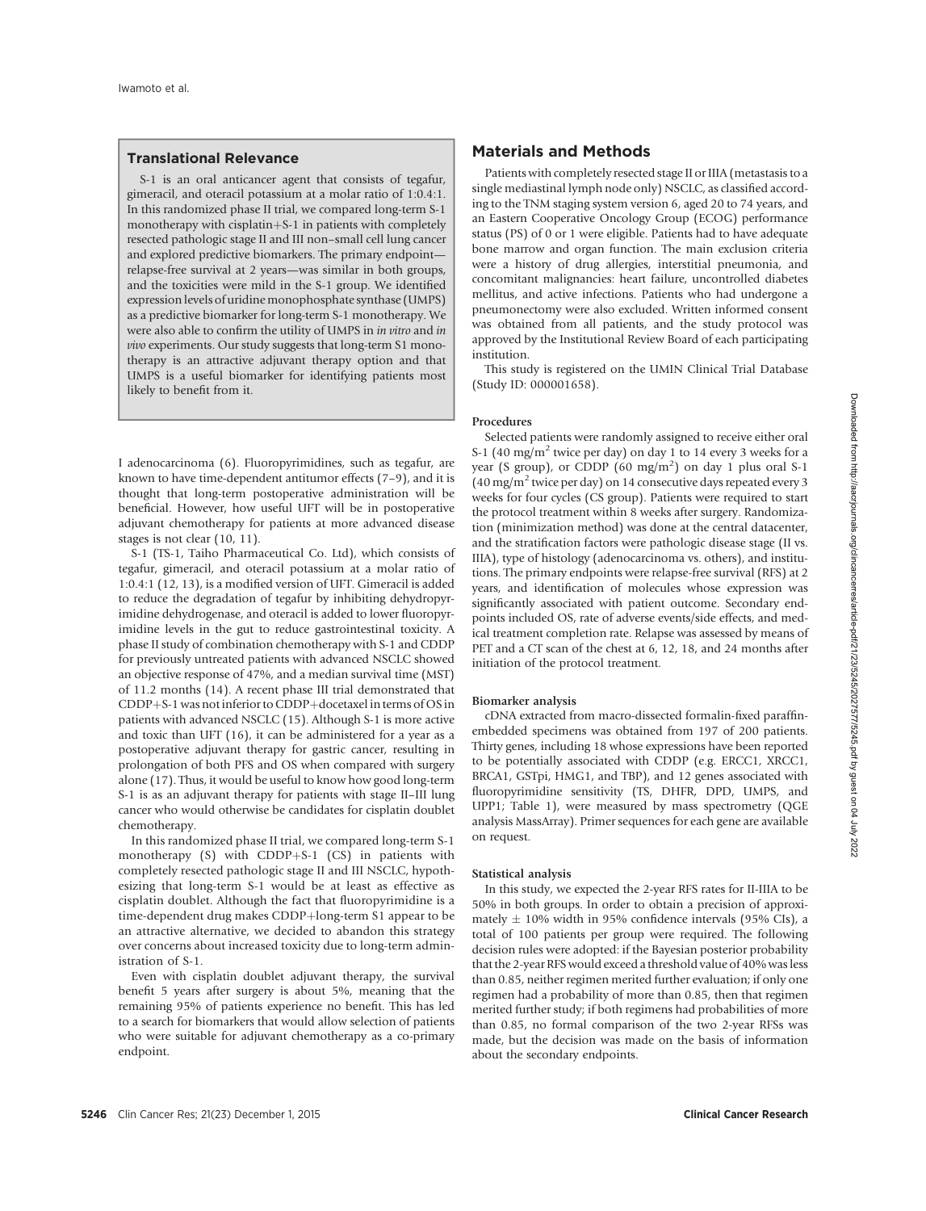## Translational Relevance

S-1 is an oral anticancer agent that consists of tegafur, gimeracil, and oteracil potassium at a molar ratio of 1:0.4:1. In this randomized phase II trial, we compared long-term S-1 monotherapy with cisplatin+S-1 in patients with completely resected pathologic stage II and III non–small cell lung cancer and explored predictive biomarkers. The primary endpoint—relapse-free survival at 2 years—was similar in both groups, and the toxicities were mild in the S-1 group. We identified expression levels of uridine monophosphate synthase (UMPS) as a predictive biomarker for long-term S-1 monotherapy. We were also able to confirm the utility of UMPS in *in vitro* and *in vivo* experiments. Our study suggests that long-term S1 monotherapy is an attractive adjuvant therapy option and that UMPS is a useful biomarker for identifying patients most likely to benefit from it.

I adenocarcinoma (6). Fluoropyrimidines, such as tegafur, are known to have time-dependent antitumor effects (7–9), and it is thought that long-term postoperative administration will be beneficial. However, how useful UFT will be in postoperative adjuvant chemotherapy for patients at more advanced disease stages is not clear (10, 11).

S-1 (TS-1, Taiho Pharmaceutical Co. Ltd), which consists of tegafur, gimeracil, and oteracil potassium at a molar ratio of 1:0.4:1 (12, 13), is a modified version of UFT. Gimeracil is added to reduce the degradation of tegafur by inhibiting dehydropyrimidine dehydrogenase, and oteracil is added to lower fluoropyrimidine levels in the gut to reduce gastrointestinal toxicity. A phase II study of combination chemotherapy with S-1 and CDDP for previously untreated patients with advanced NSCLC showed an objective response of 47%, and a median survival time (MST) of 11.2 months (14). A recent phase III trial demonstrated that CDDP+S-1 was not inferior to CDDP+docetaxel in terms of OS in patients with advanced NSCLC (15). Although S-1 is more active and toxic than UFT (16), it can be administered for a year as a postoperative adjuvant therapy for gastric cancer, resulting in prolongation of both PFS and OS when compared with surgery alone (17). Thus, it would be useful to know how good long-term S-1 is as an adjuvant therapy for patients with stage II–III lung cancer who would otherwise be candidates for cisplatin doublet chemotherapy.

In this randomized phase II trial, we compared long-term S-1 monotherapy (S) with CDDP+S-1 (CS) in patients with completely resected pathologic stage II and III NSCLC, hypothesizing that long-term S-1 would be at least as effective as cisplatin doublet. Although the fact that fluoropyrimidine is a time-dependent drug makes CDDP+long-term S1 appear to be an attractive alternative, we decided to abandon this strategy over concerns about increased toxicity due to long-term administration of S-1.

Even with cisplatin doublet adjuvant therapy, the survival benefit 5 years after surgery is about 5%, meaning that the remaining 95% of patients experience no benefit. This has led to a search for biomarkers that would allow selection of patients who were suitable for adjuvant chemotherapy as a co-primary endpoint.

## Materials and Methods

Patients with completely resected stage II or IIIA (metastasis to a single mediastinal lymph node only) NSCLC, as classified according to the TNM staging system version 6, aged 20 to 74 years, and an Eastern Cooperative Oncology Group (ECOG) performance status (PS) of 0 or 1 were eligible. Patients had to have adequate bone marrow and organ function. The main exclusion criteria were a history of drug allergies, interstitial pneumonia, and concomitant malignancies: heart failure, uncontrolled diabetes mellitus, and active infections. Patients who had undergone a pneumonectomy were also excluded. Written informed consent was obtained from all patients, and the study protocol was approved by the Institutional Review Board of each participating institution.

This study is registered on the UMIN Clinical Trial Database (Study ID: 000001658).

### Procedures

Selected patients were randomly assigned to receive either oral S-1 (40 mg/m$^2$ twice per day) on day 1 to 14 every 3 weeks for a year (S group), or CDDP (60 mg/m$^2$) on day 1 plus oral S-1 (40 mg/m$^2$ twice per day) on 14 consecutive days repeated every 3 weeks for four cycles (CS group). Patients were required to start the protocol treatment within 8 weeks after surgery. Randomization (minimization method) was done at the central datacenter, and the stratification factors were pathologic disease stage (II vs. IIIA), type of histology (adenocarcinoma vs. others), and institutions. The primary endpoints were relapse-free survival (RFS) at 2 years, and identification of molecules whose expression was significantly associated with patient outcome. Secondary endpoints included OS, rate of adverse events/side effects, and medical treatment completion rate. Relapse was assessed by means of PET and a CT scan of the chest at 6, 12, 18, and 24 months after initiation of the protocol treatment.

### Biomarker analysis

cDNA extracted from macro-dissected formalin-fixed paraffin-embedded specimens was obtained from 197 of 200 patients. Thirty genes, including 18 whose expressions have been reported to be potentially associated with CDDP (e.g. ERCC1, XRCC1, BRCA1, GSTpi, HMG1, and TBP), and 12 genes associated with fluoropyrimidine sensitivity (TS, DHFR, DPD, UMPS, and UPP1; Table 1), were measured by mass spectrometry (QGE analysis MassArray). Primer sequences for each gene are available on request.

### Statistical analysis

In this study, we expected the 2-year RFS rates for II-IIIA to be 50% in both groups. In order to obtain a precision of approximately ± 10% width in 95% confidence intervals (95% CIs), a total of 100 patients per group were required. The following decision rules were adopted: if the Bayesian posterior probability that the 2-year RFS would exceed a threshold value of 40% was less than 0.85, neither regimen merited further evaluation; if only one regimen had a probability of more than 0.85, then that regimen merited further study; if both regimens had probabilities of more than 0.85, no formal comparison of the two 2-year RFSs was made, but the decision was made on the basis of information about the secondary endpoints.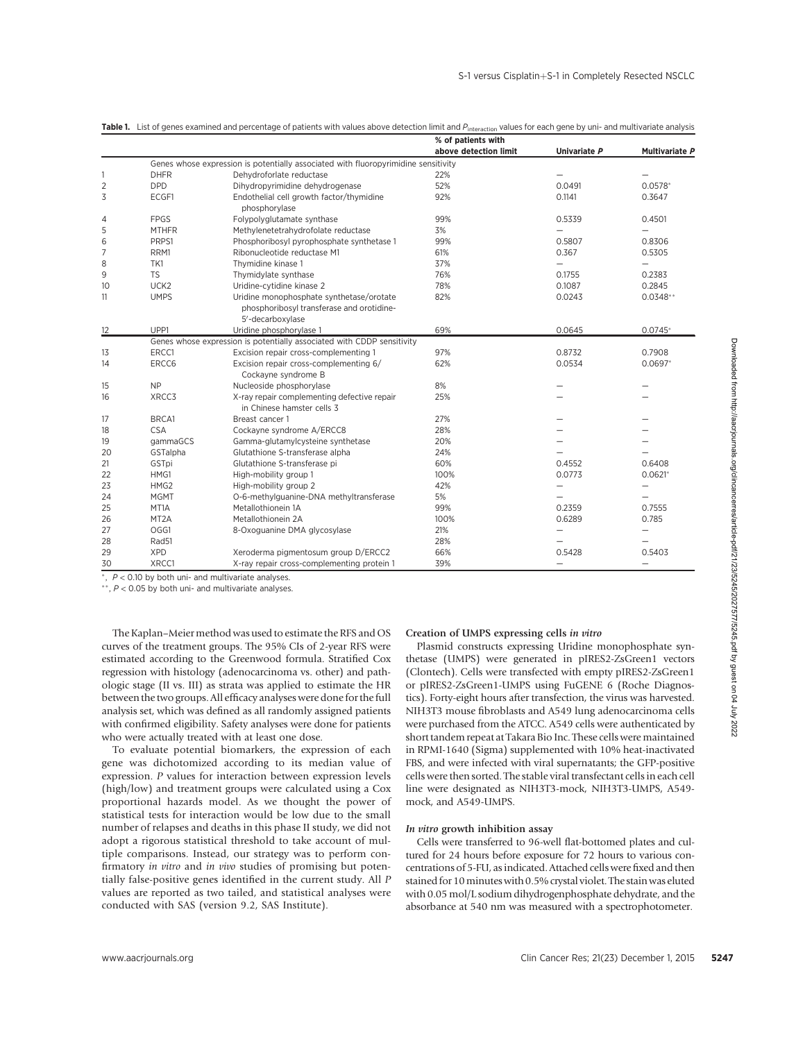**Table 1.** List of genes examined and percentage of patients with values above detection limit and $P_{interaction}$ values for each gene by uni- and multivariate analysis

| | | | % of patients with above detection limit | Univariate *P* | Multivariate *P* |
|---|---|---|---|---|---|
| | Genes whose expression is potentially associated with fluoropyrimidine sensitivity | | | | |
| 1 | DHFR | Dehydroforlate reductase | 22% | — | — |
| 2 | DPD | Dihydropyrimidine dehydrogenase | 52% | 0.0491 | 0.0578* |
| 3 | ECGF1 | Endothelial cell growth factor/thymidine phosphorylase | 92% | 0.1141 | 0.3647 |
| 4 | FPGS | Folypolyglutamate synthase | 99% | 0.5339 | 0.4501 |
| 5 | MTHFR | Methylenetetrahydrofolate reductase | 3% | — | — |
| 6 | PRPS1 | Phosphoribosyl pyrophosphate synthetase 1 | 99% | 0.5807 | 0.8306 |
| 7 | RRM1 | Ribonucleotide reductase M1 | 61% | 0.367 | 0.5305 |
| 8 | TK1 | Thymidine kinase 1 | 37% | — | — |
| 9 | TS | Thymidylate synthase | 76% | 0.1755 | 0.2383 |
| 10 | UCK2 | Uridine-cytidine kinase 2 | 78% | 0.1087 | 0.2845 |
| 11 | UMPS | Uridine monophosphate synthetase/orotate phosphoribosyl transferase and orotidine-5′-decarboxylase | 82% | 0.0243 | 0.0348** |
| 12 | UPP1 | Uridine phosphorylase 1 | 69% | 0.0645 | 0.0745* |
| | Genes whose expression is potentially associated with CDDP sensitivity | | | | |
| 13 | ERCC1 | Excision repair cross-complementing 1 | 97% | 0.8732 | 0.7908 |
| 14 | ERCC6 | Excision repair cross-complementing 6/ Cockayne syndrome B | 62% | 0.0534 | 0.0697* |
| 15 | NP | Nucleoside phosphorylase | 8% | — | — |
| 16 | XRCC3 | X-ray repair complementing defective repair in Chinese hamster cells 3 | 25% | — | — |
| 17 | BRCA1 | Breast cancer 1 | 27% | — | — |
| 18 | CSA | Cockayne syndrome A/ERCC8 | 28% | — | — |
| 19 | gammaGCS | Gamma-glutamylcysteine synthetase | 20% | — | — |
| 20 | GSTalpha | Glutathione S-transferase alpha | 24% | — | — |
| 21 | GSTpi | Glutathione S-transferase pi | 60% | 0.4552 | 0.6408 |
| 22 | HMG1 | High-mobility group 1 | 100% | 0.0773 | 0.0621* |
| 23 | HMG2 | High-mobility group 2 | 42% | — | — |
| 24 | MGMT | O-6-methylguanine-DNA methyltransferase | 5% | — | — |
| 25 | MT1A | Metallothionein 1A | 99% | 0.2359 | 0.7555 |
| 26 | MT2A | Metallothionein 2A | 100% | 0.6289 | 0.785 |
| 27 | OGG1 | 8-Oxoguanine DMA glycosylase | 21% | — | — |
| 28 | Rad51 | | 28% | — | — |
| 29 | XPD | Xeroderma pigmentosum group D/ERCC2 | 66% | 0.5428 | 0.5403 |
| 30 | XRCC1 | X-ray repair cross-complementing protein 1 | 39% | — | — |

*, $P < 0.10$ by both uni- and multivariate analyses.
**, $P < 0.05$ by both uni- and multivariate analyses.

The Kaplan–Meier method was used to estimate the RFS and OS curves of the treatment groups. The 95% CIs of 2-year RFS were estimated according to the Greenwood formula. Stratified Cox regression with histology (adenocarcinoma vs. other) and pathologic stage (II vs. III) as strata was applied to estimate the HR between the two groups. All efficacy analyses were done for the full analysis set, which was defined as all randomly assigned patients with confirmed eligibility. Safety analyses were done for patients who were actually treated with at least one dose.

To evaluate potential biomarkers, the expression of each gene was dichotomized according to its median value of expression. *P* values for interaction between expression levels (high/low) and treatment groups were calculated using a Cox proportional hazards model. As we thought the power of statistical tests for interaction would be low due to the small number of relapses and deaths in this phase II study, we did not adopt a rigorous statistical threshold to take account of multiple comparisons. Instead, our strategy was to perform confirmatory *in vitro* and *in vivo* studies of promising but potentially false-positive genes identified in the current study. All *P* values are reported as two tailed, and statistical analyses were conducted with SAS (version 9.2, SAS Institute).

### Creation of UMPS expressing cells *in vitro*

Plasmid constructs expressing Uridine monophosphate synthetase (UMPS) were generated in pIRES2-ZsGreen1 vectors (Clontech). Cells were transfected with empty pIRES2-ZsGreen1 or pIRES2-ZsGreen1-UMPS using FuGENE 6 (Roche Diagnostics). Forty-eight hours after transfection, the virus was harvested. NIH3T3 mouse fibroblasts and A549 lung adenocarcinoma cells were purchased from the ATCC. A549 cells were authenticated by short tandem repeat at Takara Bio Inc. These cells were maintained in RPMI-1640 (Sigma) supplemented with 10% heat-inactivated FBS, and were infected with viral supernatants; the GFP-positive cells were then sorted. The stable viral transfectant cells in each cell line were designated as NIH3T3-mock, NIH3T3-UMPS, A549-mock, and A549-UMPS.

### *In vitro* growth inhibition assay

Cells were transferred to 96-well flat-bottomed plates and cultured for 24 hours before exposure for 72 hours to various concentrations of 5-FU, as indicated. Attached cells were fixed and then stained for 10 minutes with 0.5% crystal violet. The stain was eluted with 0.05 mol/L sodium dihydrogenphosphate dehydrate, and the absorbance at 540 nm was measured with a spectrophotometer.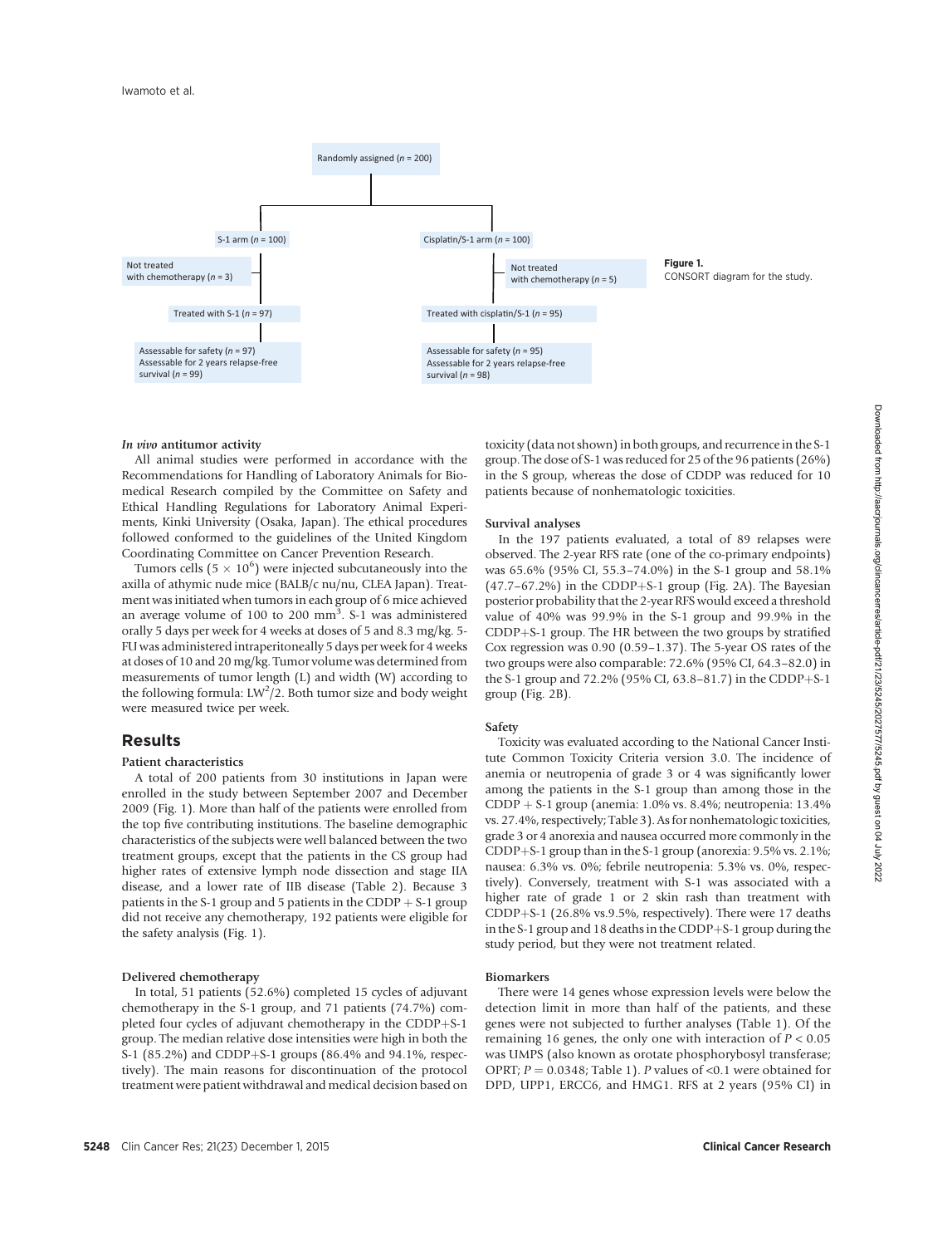Randomly assigned (n = 200)

S-1 arm (n = 100)

Not treated with chemotherapy (n = 3)

Treated with S-1 (n = 97)

Assessable for safety (n = 97)
Assessable for 2 years relapse-free survival (n = 99)

Cisplatin/S-1 arm (n = 100)

Not treated with chemotherapy (n = 5)

Treated with cisplatin/S-1 (n = 95)

Assessable for safety (n = 95)
Assessable for 2 years relapse-free survival (n = 98)

**Figure 1.**
CONSORT diagram for the study.

### *In vivo* antitumor activity

All animal studies were performed in accordance with the Recommendations for Handling of Laboratory Animals for Biomedical Research compiled by the Committee on Safety and Ethical Handling Regulations for Laboratory Animal Experiments, Kinki University (Osaka, Japan). The ethical procedures followed conformed to the guidelines of the United Kingdom Coordinating Committee on Cancer Prevention Research.

Tumors cells ($5 \times 10^6$) were injected subcutaneously into the axilla of athymic nude mice (BALB/c nu/nu, CLEA Japan). Treatment was initiated when tumors in each group of 6 mice achieved an average volume of 100 to 200 mm$^3$. S-1 was administered orally 5 days per week for 4 weeks at doses of 5 and 8.3 mg/kg. 5-FU was administered intraperitoneally 5 days per week for 4 weeks at doses of 10 and 20 mg/kg. Tumor volume was determined from measurements of tumor length (L) and width (W) according to the following formula: $LW^2/2$. Both tumor size and body weight were measured twice per week.

## Results

### Patient characteristics

A total of 200 patients from 30 institutions in Japan were enrolled in the study between September 2007 and December 2009 (Fig. 1). More than half of the patients were enrolled from the top five contributing institutions. The baseline demographic characteristics of the subjects were well balanced between the two treatment groups, except that the patients in the CS group had higher rates of extensive lymph node dissection and stage IIA disease, and a lower rate of IIB disease (Table 2). Because 3 patients in the S-1 group and 5 patients in the CDDP + S-1 group did not receive any chemotherapy, 192 patients were eligible for the safety analysis (Fig. 1).

### Delivered chemotherapy

In total, 51 patients (52.6%) completed 15 cycles of adjuvant chemotherapy in the S-1 group, and 71 patients (74.7%) completed four cycles of adjuvant chemotherapy in the CDDP+S-1 group. The median relative dose intensities were high in both the S-1 (85.2%) and CDDP+S-1 groups (86.4% and 94.1%, respectively). The main reasons for discontinuation of the protocol treatment were patient withdrawal and medical decision based on toxicity (data not shown) in both groups, and recurrence in the S-1 group. The dose of S-1 was reduced for 25 of the 96 patients (26%) in the S group, whereas the dose of CDDP was reduced for 10 patients because of nonhematologic toxicities.

### Survival analyses

In the 197 patients evaluated, a total of 89 relapses were observed. The 2-year RFS rate (one of the co-primary endpoints) was 65.6% (95% CI, 55.3–74.0%) in the S-1 group and 58.1% (47.7–67.2%) in the CDDP+S-1 group (Fig. 2A). The Bayesian posterior probability that the 2-year RFS would exceed a threshold value of 40% was 99.9% in the S-1 group and 99.9% in the CDDP+S-1 group. The HR between the two groups by stratified Cox regression was 0.90 (0.59–1.37). The 5-year OS rates of the two groups were also comparable: 72.6% (95% CI, 64.3–82.0) in the S-1 group and 72.2% (95% CI, 63.8–81.7) in the CDDP+S-1 group (Fig. 2B).

### Safety

Toxicity was evaluated according to the National Cancer Institute Common Toxicity Criteria version 3.0. The incidence of anemia or neutropenia of grade 3 or 4 was significantly lower among the patients in the S-1 group than among those in the CDDP + S-1 group (anemia: 1.0% vs. 8.4%; neutropenia: 13.4% vs. 27.4%, respectively; Table 3). As for nonhematologic toxicities, grade 3 or 4 anorexia and nausea occurred more commonly in the CDDP+S-1 group than in the S-1 group (anorexia: 9.5% vs. 2.1%; nausea: 6.3% vs. 0%; febrile neutropenia: 5.3% vs. 0%, respectively). Conversely, treatment with S-1 was associated with a higher rate of grade 1 or 2 skin rash than treatment with CDDP+S-1 (26.8% vs.9.5%, respectively). There were 17 deaths in the S-1 group and 18 deaths in the CDDP+S-1 group during the study period, but they were not treatment related.

### Biomarkers

There were 14 genes whose expression levels were below the detection limit in more than half of the patients, and these genes were not subjected to further analyses (Table 1). Of the remaining 16 genes, the only one with interaction of $P < 0.05$ was UMPS (also known as orotate phosphorybosyl transferase; OPRT; $P = 0.0348$; Table 1). $P$ values of <0.1 were obtained for DPD, UPP1, ERCC6, and HMG1. RFS at 2 years (95% CI) in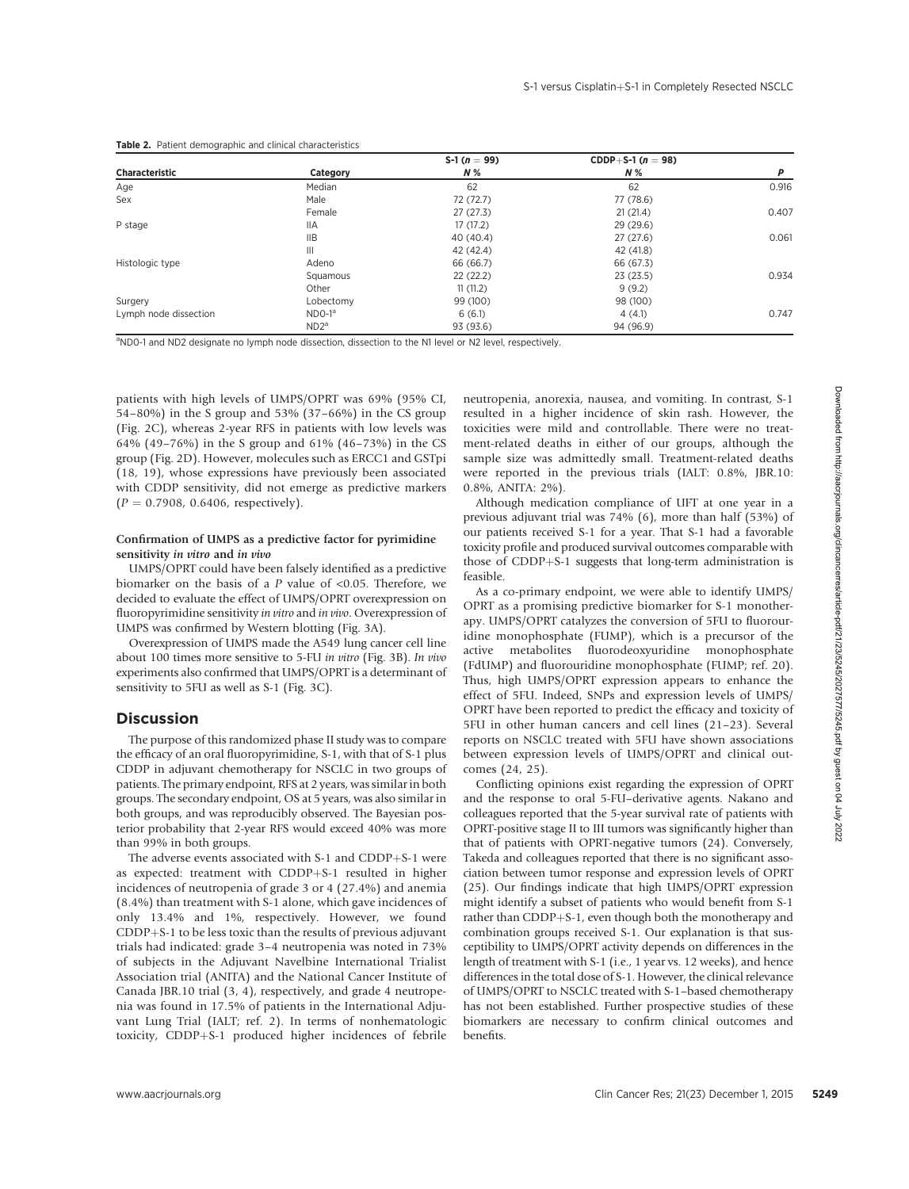**Table 2.** Patient demographic and clinical characteristics

| Characteristic | Category | S-1 ($n = 99$) N % | CDDP+S-1 ($n = 98$) N % | P |
|---|---|---|---|---|
| Age | Median | 62 | 62 | 0.916 |
| Sex | Male | 72 (72.7) | 77 (78.6) | |
| | Female | 27 (27.3) | 21 (21.4) | 0.407 |
| P stage | IIA | 17 (17.2) | 29 (29.6) | |
| | IIB | 40 (40.4) | 27 (27.6) | 0.061 |
| | III | 42 (42.4) | 42 (41.8) | |
| Histologic type | Adeno | 66 (66.7) | 66 (67.3) | |
| | Squamous | 22 (22.2) | 23 (23.5) | 0.934 |
| | Other | 11 (11.2) | 9 (9.2) | |
| Surgery | Lobectomy | 99 (100) | 98 (100) | |
| Lymph node dissection | ND0-1[a] | 6 (6.1) | 4 (4.1) | 0.747 |
| | ND2[a] | 93 (93.6) | 94 (96.9) | |

[a]ND0-1 and ND2 designate no lymph node dissection, dissection to the N1 level or N2 level, respectively.

patients with high levels of UMPS/OPRT was 69% (95% CI, 54–80%) in the S group and 53% (37–66%) in the CS group (Fig. 2C), whereas 2-year RFS in patients with low levels was 64% (49–76%) in the S group and 61% (46–73%) in the CS group (Fig. 2D). However, molecules such as ERCC1 and GSTpi (18, 19), whose expressions have previously been associated with CDDP sensitivity, did not emerge as predictive markers ($P = 0.7908$, $0.6406$, respectively).

**Confirmation of UMPS as a predictive factor for pyrimidine sensitivity *in vitro* and *in vivo***

UMPS/OPRT could have been falsely identified as a predictive biomarker on the basis of a $P$ value of $<0.05$. Therefore, we decided to evaluate the effect of UMPS/OPRT overexpression on fluoropyrimidine sensitivity *in vitro* and *in vivo*. Overexpression of UMPS was confirmed by Western blotting (Fig. 3A).

Overexpression of UMPS made the A549 lung cancer cell line about 100 times more sensitive to 5-FU *in vitro* (Fig. 3B). *In vivo* experiments also confirmed that UMPS/OPRT is a determinant of sensitivity to 5FU as well as S-1 (Fig. 3C).

## Discussion

The purpose of this randomized phase II study was to compare the efficacy of an oral fluoropyrimidine, S-1, with that of S-1 plus CDDP in adjuvant chemotherapy for NSCLC in two groups of patients. The primary endpoint, RFS at 2 years, was similar in both groups. The secondary endpoint, OS at 5 years, was also similar in both groups, and was reproducibly observed. The Bayesian posterior probability that 2-year RFS would exceed 40% was more than 99% in both groups.

The adverse events associated with S-1 and CDDP+S-1 were as expected: treatment with CDDP+S-1 resulted in higher incidences of neutropenia of grade 3 or 4 (27.4%) and anemia (8.4%) than treatment with S-1 alone, which gave incidences of only 13.4% and 1%, respectively. However, we found CDDP+S-1 to be less toxic than the results of previous adjuvant trials had indicated: grade 3–4 neutropenia was noted in 73% of subjects in the Adjuvant Navelbine International Trialist Association trial (ANITA) and the National Cancer Institute of Canada JBR.10 trial (3, 4), respectively, and grade 4 neutropenia was found in 17.5% of patients in the International Adjuvant Lung Trial (IALT; ref. 2). In terms of nonhematologic toxicity, CDDP+S-1 produced higher incidences of febrile neutropenia, anorexia, nausea, and vomiting. In contrast, S-1 resulted in a higher incidence of skin rash. However, the toxicities were mild and controllable. There were no treatment-related deaths in either of our groups, although the sample size was admittedly small. Treatment-related deaths were reported in the previous trials (IALT: 0.8%, JBR.10: 0.8%, ANITA: 2%).

Although medication compliance of UFT at one year in a previous adjuvant trial was 74% (6), more than half (53%) of our patients received S-1 for a year. That S-1 had a favorable toxicity profile and produced survival outcomes comparable with those of CDDP+S-1 suggests that long-term administration is feasible.

As a co-primary endpoint, we were able to identify UMPS/OPRT as a promising predictive biomarker for S-1 monotherapy. UMPS/OPRT catalyzes the conversion of 5FU to fluorouridine monophosphate (FUMP), which is a precursor of the active metabolites fluorodeoxyuridine monophosphate (FdUMP) and fluorouridine monophosphate (FUMP; ref. 20). Thus, high UMPS/OPRT expression appears to enhance the effect of 5FU. Indeed, SNPs and expression levels of UMPS/OPRT have been reported to predict the efficacy and toxicity of 5FU in other human cancers and cell lines (21–23). Several reports on NSCLC treated with 5FU have shown associations between expression levels of UMPS/OPRT and clinical outcomes (24, 25).

Conflicting opinions exist regarding the expression of OPRT and the response to oral 5-FU–derivative agents. Nakano and colleagues reported that the 5-year survival rate of patients with OPRT-positive stage II to III tumors was significantly higher than that of patients with OPRT-negative tumors (24). Conversely, Takeda and colleagues reported that there is no significant association between tumor response and expression levels of OPRT (25). Our findings indicate that high UMPS/OPRT expression might identify a subset of patients who would benefit from S-1 rather than CDDP+S-1, even though both the monotherapy and combination groups received S-1. Our explanation is that susceptibility to UMPS/OPRT activity depends on differences in the length of treatment with S-1 (i.e., 1 year vs. 12 weeks), and hence differences in the total dose of S-1. However, the clinical relevance of UMPS/OPRT to NSCLC treated with S-1–based chemotherapy has not been established. Further prospective studies of these biomarkers are necessary to confirm clinical outcomes and benefits.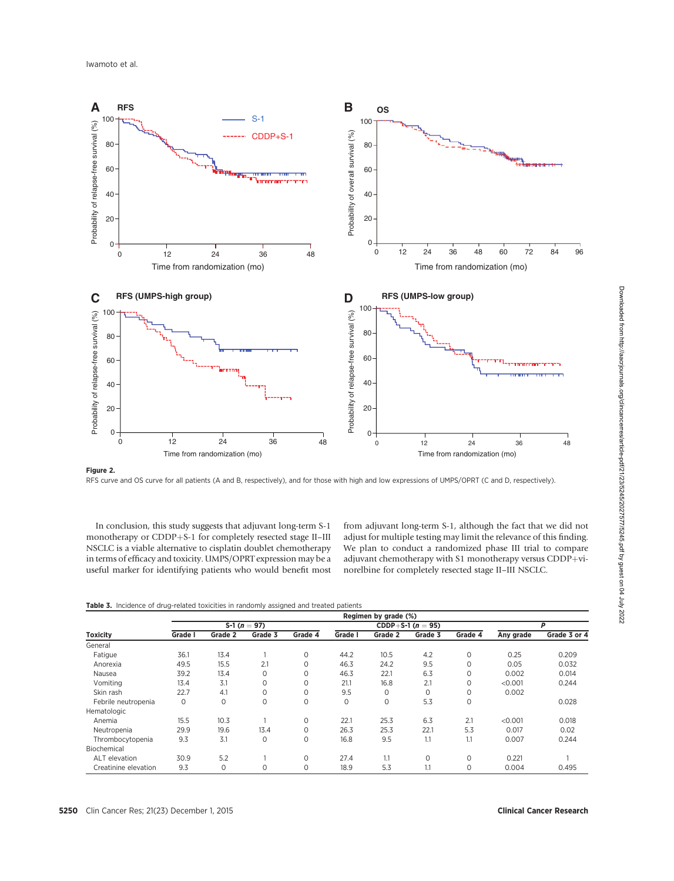A RFS

S-1
CDDP+S-1

Probability of relapse-free survival (%)
100
80
60
40
20
0
0 12 24 36 48
Time from randomization (mo)

B OS

Probability of overall survival (%)
100
80
60
40
20
0
0 12 24 36 48 60 72 84 96
Time from randomization (mo)

C RFS (UMPS-high group)

Probability of relapse-free survival (%)
100
80
60
40
20
0
0 12 24 36 48
Time from randomization (mo)

D RFS (UMPS-low group)

Probability of relapse-free survival (%)
100
80
60
40
20
0
0 12 24 36 48
Time from randomization (mo)

**Figure 2.**
RFS curve and OS curve for all patients (A and B, respectively), and for those with high and low expressions of UMPS/OPRT (C and D, respectively).

In conclusion, this study suggests that adjuvant long-term S-1 monotherapy or CDDP+S-1 for completely resected stage II–III NSCLC is a viable alternative to cisplatin doublet chemotherapy in terms of efficacy and toxicity. UMPS/OPRT expression may be a useful marker for identifying patients who would benefit most from adjuvant long-term S-1, although the fact that we did not adjust for multiple testing may limit the relevance of this finding. We plan to conduct a randomized phase III trial to compare adjuvant chemotherapy with S1 monotherapy versus CDDP+vinorelbine for completely resected stage II–III NSCLC.

**Table 3.** Incidence of drug-related toxicities in randomly assigned and treated patients

| | Regimen by grade (%) | | | | | | | | | |
|---|---|---|---|---|---|---|---|---|---|---|
| | S-1 ($n$ = 97) | | | | CDDP+S-1 ($n$ = 95) | | | | $P$ | |
| Toxicity | Grade I | Grade 2 | Grade 3 | Grade 4 | Grade I | Grade 2 | Grade 3 | Grade 4 | Any grade | Grade 3 or 4 |
| General | | | | | | | | | | |
| Fatigue | 36.1 | 13.4 | 1 | 0 | 44.2 | 10.5 | 4.2 | 0 | 0.25 | 0.209 |
| Anorexia | 49.5 | 15.5 | 2.1 | 0 | 46.3 | 24.2 | 9.5 | 0 | 0.05 | 0.032 |
| Nausea | 39.2 | 13.4 | 0 | 0 | 46.3 | 22.1 | 6.3 | 0 | 0.002 | 0.014 |
| Vomiting | 13.4 | 3.1 | 0 | 0 | 21.1 | 16.8 | 2.1 | 0 | <0.001 | 0.244 |
| Skin rash | 22.7 | 4.1 | 0 | 0 | 9.5 | 0 | 0 | 0 | 0.002 | |
| Febrile neutropenia | 0 | 0 | 0 | 0 | 0 | 0 | 5.3 | 0 | | 0.028 |
| Hematologic | | | | | | | | | | |
| Anemia | 15.5 | 10.3 | 1 | 0 | 22.1 | 25.3 | 6.3 | 2.1 | <0.001 | 0.018 |
| Neutropenia | 29.9 | 19.6 | 13.4 | 0 | 26.3 | 25.3 | 22.1 | 5.3 | 0.017 | 0.02 |
| Thrombocytopenia | 9.3 | 3.1 | 0 | 0 | 16.8 | 9.5 | 1.1 | 1.1 | 0.007 | 0.244 |
| Biochemical | | | | | | | | | | |
| ALT elevation | 30.9 | 5.2 | 1 | 0 | 27.4 | 1.1 | 0 | 0 | 0.221 | 1 |
| Creatinine elevation | 9.3 | 0 | 0 | 0 | 18.9 | 5.3 | 1.1 | 0 | 0.004 | 0.495 |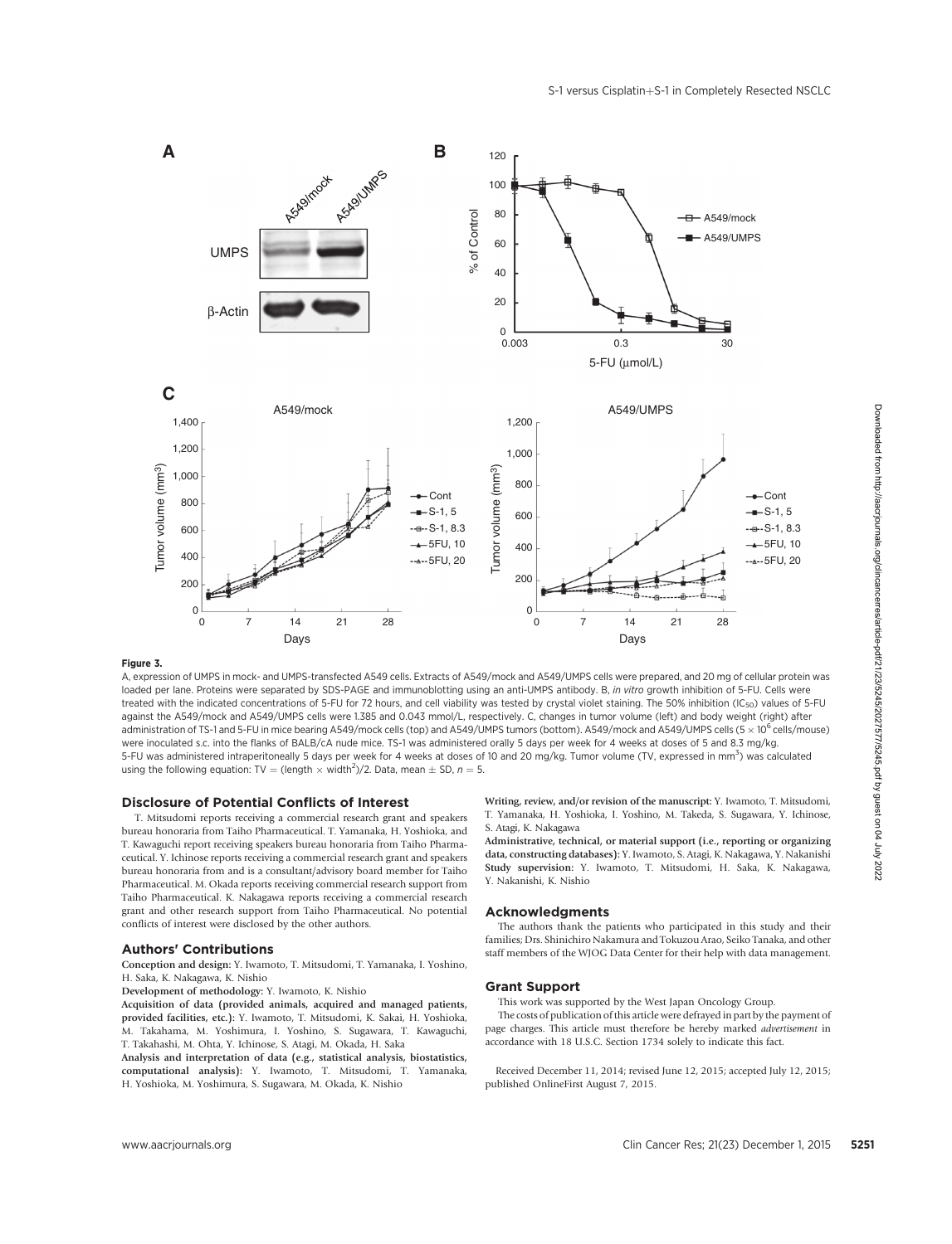A

A549/mock

A549/UMPS

UMPS

β-Actin

B

% of Control

120

100

80

60

40

20

0

0.003

0.3

30

5-FU (μmol/L)

A549/mock

A549/UMPS

C

A549/mock

Tumor volume (mm³)

1,400

1,200

1,000

800

600

400

200

0

0 7 14 21 28

Days

Cont

S-1, 5

S-1, 8.3

5FU, 10

5FU, 20

A549/UMPS

Tumor volume (mm³)

1,200

1,000

800

600

400

200

0

0 7 14 21 28

Days

Cont

S-1, 5

S-1, 8.3

5FU, 10

5FU, 20

**Figure 3.**

A, expression of UMPS in mock- and UMPS-transfected A549 cells. Extracts of A549/mock and A549/UMPS cells were prepared, and 20 mg of cellular protein was loaded per lane. Proteins were separated by SDS-PAGE and immunoblotting using an anti-UMPS antibody. B, *in vitro* growth inhibition of 5-FU. Cells were treated with the indicated concentrations of 5-FU for 72 hours, and cell viability was tested by crystal violet staining. The 50% inhibition ($IC_{50}$) values of 5-FU against the A549/mock and A549/UMPS cells were 1.385 and 0.043 mmol/L, respectively. C, changes in tumor volume (left) and body weight (right) after administration of TS-1 and 5-FU in mice bearing A549/mock cells (top) and A549/UMPS tumors (bottom). A549/mock and A549/UMPS cells ($5 \times 10^6$ cells/mouse) were inoculated s.c. into the flanks of BALB/cA nude mice. TS-1 was administered orally 5 days per week for 4 weeks at doses of 5 and 8.3 mg/kg. 5-FU was administered intraperitoneally 5 days per week for 4 weeks at doses of 10 and 20 mg/kg. Tumor volume (TV, expressed in mm³) was calculated using the following equation: $TV = (length \times width^2)/2$. Data, mean ± SD, $n = 5$.

## Disclosure of Potential Conflicts of Interest

T. Mitsudomi reports receiving a commercial research grant and speakers bureau honoraria from Taiho Pharmaceutical. T. Yamanaka, H. Yoshioka, and T. Kawaguchi report receiving speakers bureau honoraria from Taiho Pharmaceutical. Y. Ichinose reports receiving a commercial research grant and speakers bureau honoraria from and is a consultant/advisory board member for Taiho Pharmaceutical. M. Okada reports receiving commercial research support from Taiho Pharmaceutical. K. Nakagawa reports receiving a commercial research grant and other research support from Taiho Pharmaceutical. No potential conflicts of interest were disclosed by the other authors.

## Authors' Contributions

**Conception and design:** Y. Iwamoto, T. Mitsudomi, T. Yamanaka, I. Yoshino, H. Saka, K. Nakagawa, K. Nishio

**Development of methodology:** Y. Iwamoto, K. Nishio

**Acquisition of data (provided animals, acquired and managed patients, provided facilities, etc.):** Y. Iwamoto, T. Mitsudomi, K. Sakai, H. Yoshioka, M. Takahama, M. Yoshimura, I. Yoshino, S. Sugawara, T. Kawaguchi, T. Takahashi, M. Ohta, Y. Ichinose, S. Atagi, M. Okada, H. Saka

**Analysis and interpretation of data (e.g., statistical analysis, biostatistics, computational analysis):** Y. Iwamoto, T. Mitsudomi, T. Yamanaka, H. Yoshioka, M. Yoshimura, S. Sugawara, M. Okada, K. Nishio

**Writing, review, and/or revision of the manuscript:** Y. Iwamoto, T. Mitsudomi, T. Yamanaka, H. Yoshioka, I. Yoshino, M. Takeda, S. Sugawara, Y. Ichinose, S. Atagi, K. Nakagawa

**Administrative, technical, or material support (i.e., reporting or organizing data, constructing databases):** Y. Iwamoto, S. Atagi, K. Nakagawa, Y. Nakanishi

**Study supervision:** Y. Iwamoto, T. Mitsudomi, H. Saka, K. Nakagawa, Y. Nakanishi, K. Nishio

## Acknowledgments

The authors thank the patients who participated in this study and their families; Drs. Shinichiro Nakamura and Tokuzou Arao, Seiko Tanaka, and other staff members of the WJOG Data Center for their help with data management.

## Grant Support

This work was supported by the West Japan Oncology Group.

The costs of publication of this article were defrayed in part by the payment of page charges. This article must therefore be hereby marked *advertisement* in accordance with 18 U.S.C. Section 1734 solely to indicate this fact.

Received December 11, 2014; revised June 12, 2015; accepted July 12, 2015; published OnlineFirst August 7, 2015.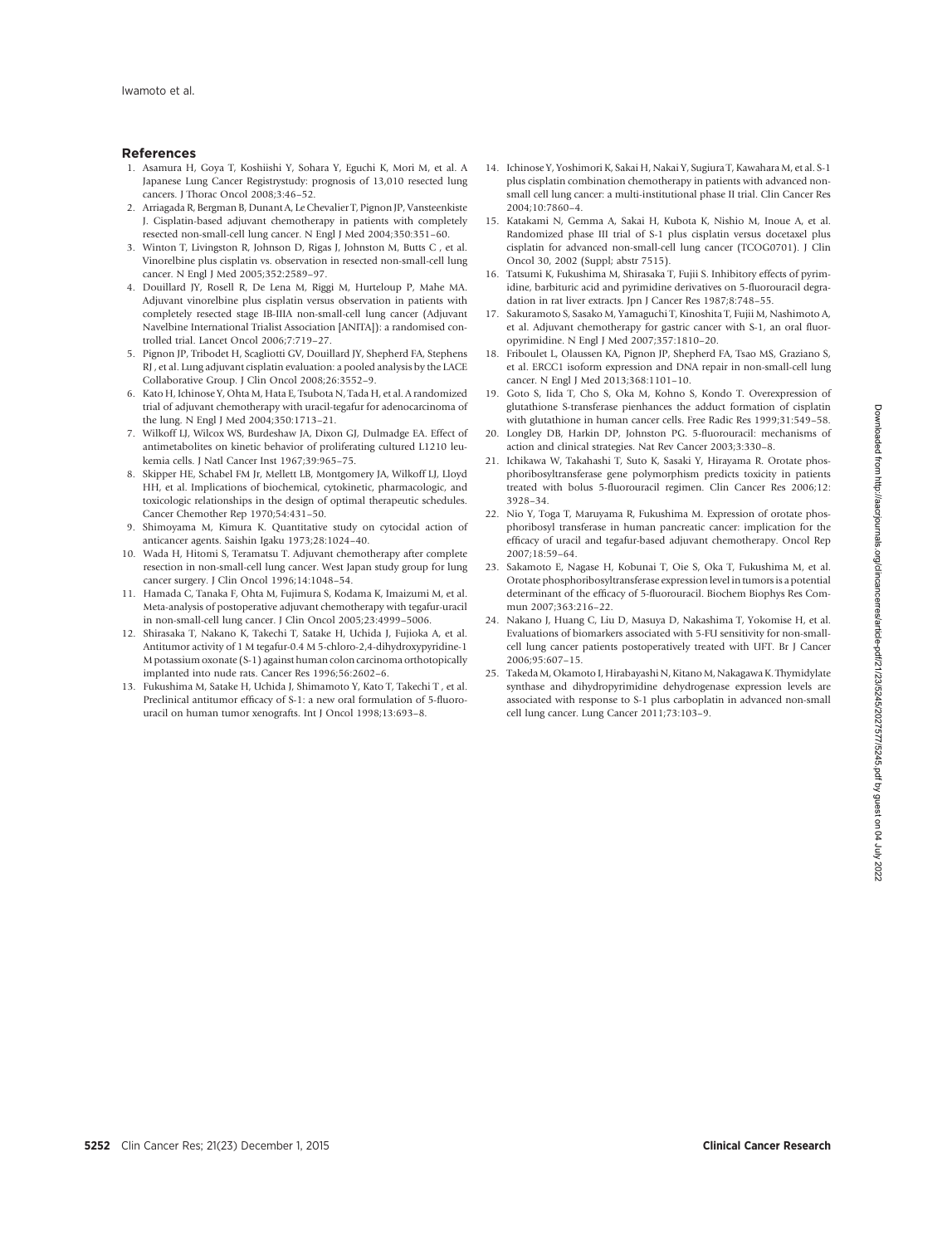## References

1. Asamura H, Goya T, Koshiishi Y, Sohara Y, Eguchi K, Mori M, et al. A Japanese Lung Cancer Registrystudy: prognosis of 13,010 resected lung cancers. J Thorac Oncol 2008;3:46–52.
2. Arriagada R, Bergman B, Dunant A, Le Chevalier T, Pignon JP, Vansteenkiste J. Cisplatin-based adjuvant chemotherapy in patients with completely resected non-small-cell lung cancer. N Engl J Med 2004;350:351–60.
3. Winton T, Livingston R, Johnson D, Rigas J, Johnston M, Butts C , et al. Vinorelbine plus cisplatin vs. observation in resected non-small-cell lung cancer. N Engl J Med 2005;352:2589–97.
4. Douillard JY, Rosell R, De Lena M, Riggi M, Hurteloup P, Mahe MA. Adjuvant vinorelbine plus cisplatin versus observation in patients with completely resected stage IB-IIIA non-small-cell lung cancer (Adjuvant Navelbine International Trialist Association [ANITA]): a randomised controlled trial. Lancet Oncol 2006;7:719–27.
5. Pignon JP, Tribodet H, Scagliotti GV, Douillard JY, Shepherd FA, Stephens RJ , et al. Lung adjuvant cisplatin evaluation: a pooled analysis by the LACE Collaborative Group. J Clin Oncol 2008;26:3552–9.
6. Kato H, Ichinose Y, Ohta M, Hata E, Tsubota N, Tada H, et al. A randomized trial of adjuvant chemotherapy with uracil-tegafur for adenocarcinoma of the lung. N Engl J Med 2004;350:1713–21.
7. Wilkoff LJ, Wilcox WS, Burdeshaw JA, Dixon GJ, Dulmadge EA. Effect of antimetabolites on kinetic behavior of proliferating cultured L1210 leukemia cells. J Natl Cancer Inst 1967;39:965–75.
8. Skipper HE, Schabel FM Jr, Mellett LB, Montgomery JA, Wilkoff LJ, Lloyd HH, et al. Implications of biochemical, cytokinetic, pharmacologic, and toxicologic relationships in the design of optimal therapeutic schedules. Cancer Chemother Rep 1970;54:431–50.
9. Shimoyama M, Kimura K. Quantitative study on cytocidal action of anticancer agents. Saishin Igaku 1973;28:1024–40.
10. Wada H, Hitomi S, Teramatsu T. Adjuvant chemotherapy after complete resection in non-small-cell lung cancer. West Japan study group for lung cancer surgery. J Clin Oncol 1996;14:1048–54.
11. Hamada C, Tanaka F, Ohta M, Fujimura S, Kodama K, Imaizumi M, et al. Meta-analysis of postoperative adjuvant chemotherapy with tegafur-uracil in non-small-cell lung cancer. J Clin Oncol 2005;23:4999–5006.
12. Shirasaka T, Nakano K, Takechi T, Satake H, Uchida J, Fujioka A, et al. Antitumor activity of 1 M tegafur-0.4 M 5-chloro-2,4-dihydroxypyridine-1 M potassium oxonate (S-1) against human colon carcinoma orthotopically implanted into nude rats. Cancer Res 1996;56:2602–6.
13. Fukushima M, Satake H, Uchida J, Shimamoto Y, Kato T, Takechi T , et al. Preclinical antitumor efficacy of S-1: a new oral formulation of 5-fluorouracil on human tumor xenografts. Int J Oncol 1998;13:693–8.
14. Ichinose Y, Yoshimori K, Sakai H, Nakai Y, Sugiura T, Kawahara M, et al. S-1 plus cisplatin combination chemotherapy in patients with advanced non-small cell lung cancer: a multi-institutional phase II trial. Clin Cancer Res 2004;10:7860–4.
15. Katakami N, Gemma A, Sakai H, Kubota K, Nishio M, Inoue A, et al. Randomized phase III trial of S-1 plus cisplatin versus docetaxel plus cisplatin for advanced non-small-cell lung cancer (TCOG0701). J Clin Oncol 30, 2002 (Suppl; abstr 7515).
16. Tatsumi K, Fukushima M, Shirasaka T, Fujii S. Inhibitory effects of pyrimidine, barbituric acid and pyrimidine derivatives on 5-fluorouracil degradation in rat liver extracts. Jpn J Cancer Res 1987;8:748–55.
17. Sakuramoto S, Sasako M, Yamaguchi T, Kinoshita T, Fujii M, Nashimoto A, et al. Adjuvant chemotherapy for gastric cancer with S-1, an oral fluoropyrimidine. N Engl J Med 2007;357:1810–20.
18. Friboulet L, Olaussen KA, Pignon JP, Shepherd FA, Tsao MS, Graziano S, et al. ERCC1 isoform expression and DNA repair in non-small-cell lung cancer. N Engl J Med 2013;368:1101–10.
19. Goto S, Iida T, Cho S, Oka M, Kohno S, Kondo T. Overexpression of glutathione S-transferase pienhances the adduct formation of cisplatin with glutathione in human cancer cells. Free Radic Res 1999;31:549–58.
20. Longley DB, Harkin DP, Johnston PG. 5-fluorouracil: mechanisms of action and clinical strategies. Nat Rev Cancer 2003;3:330–8.
21. Ichikawa W, Takahashi T, Suto K, Sasaki Y, Hirayama R. Orotate phosphoribosyltransferase gene polymorphism predicts toxicity in patients treated with bolus 5-fluorouracil regimen. Clin Cancer Res 2006;12:3928–34.
22. Nio Y, Toga T, Maruyama R, Fukushima M. Expression of orotate phosphoribosyl transferase in human pancreatic cancer: implication for the efficacy of uracil and tegafur-based adjuvant chemotherapy. Oncol Rep 2007;18:59–64.
23. Sakamoto E, Nagase H, Kobunai T, Oie S, Oka T, Fukushima M, et al. Orotate phosphoribosyltransferase expression level in tumors is a potential determinant of the efficacy of 5-fluorouracil. Biochem Biophys Res Commun 2007;363:216–22.
24. Nakano J, Huang C, Liu D, Masuya D, Nakashima T, Yokomise H, et al. Evaluations of biomarkers associated with 5-FU sensitivity for non-small-cell lung cancer patients postoperatively treated with UFT. Br J Cancer 2006;95:607–15.
25. Takeda M, Okamoto I, Hirabayashi N, Kitano M, Nakagawa K. Thymidylate synthase and dihydropyrimidine dehydrogenase expression levels are associated with response to S-1 plus carboplatin in advanced non-small cell lung cancer. Lung Cancer 2011;73:103–9.